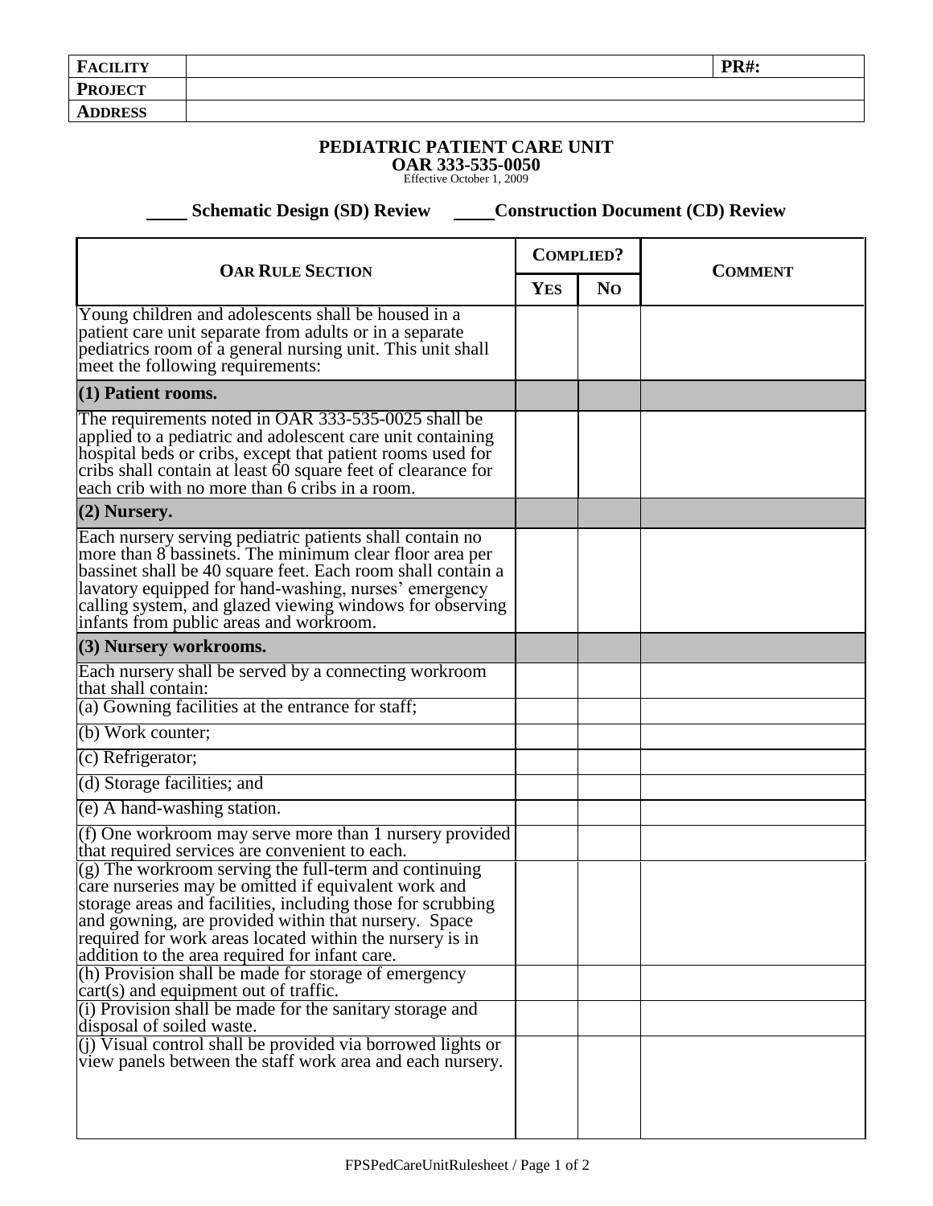| **FACILITY** | | **PR#:** |
|---|---|---|
| **PROJECT** | | |
| **ADDRESS** | | |

# PEDIATRIC PATIENT CARE UNIT

**OAR 333-535-0050**

Effective October 1, 2009

____ **Schematic Design (SD) Review** ____ **Construction Document (CD) Review**

| OAR RULE SECTION | COMPLIED? | | COMMENT |
|---|---|---|---|
| | YES | NO | |
| Young children and adolescents shall be housed in a patient care unit separate from adults or in a separate pediatrics room of a general nursing unit. This unit shall meet the following requirements: | | | |
| **(1) Patient rooms.** | | | |
| The requirements noted in OAR 333-535-0025 shall be applied to a pediatric and adolescent care unit containing hospital beds or cribs, except that patient rooms used for cribs shall contain at least 60 square feet of clearance for each crib with no more than 6 cribs in a room. | | | |
| **(2) Nursery.** | | | |
| Each nursery serving pediatric patients shall contain no more than 8 bassinets. The minimum clear floor area per bassinet shall be 40 square feet. Each room shall contain a lavatory equipped for hand-washing, nurses' emergency calling system, and glazed viewing windows for observing infants from public areas and workroom. | | | |
| **(3) Nursery workrooms.** | | | |
| Each nursery shall be served by a connecting workroom that shall contain: | | | |
| (a) Gowning facilities at the entrance for staff; | | | |
| (b) Work counter; | | | |
| (c) Refrigerator; | | | |
| (d) Storage facilities; and | | | |
| (e) A hand-washing station. | | | |
| (f) One workroom may serve more than 1 nursery provided that required services are convenient to each. | | | |
| (g) The workroom serving the full-term and continuing care nurseries may be omitted if equivalent work and storage areas and facilities, including those for scrubbing and gowning, are provided within that nursery. Space required for work areas located within the nursery is in addition to the area required for infant care. | | | |
| (h) Provision shall be made for storage of emergency cart(s) and equipment out of traffic. | | | |
| (i) Provision shall be made for the sanitary storage and disposal of soiled waste. | | | |
| (j) Visual control shall be provided via borrowed lights or view panels between the staff work area and each nursery. | | | |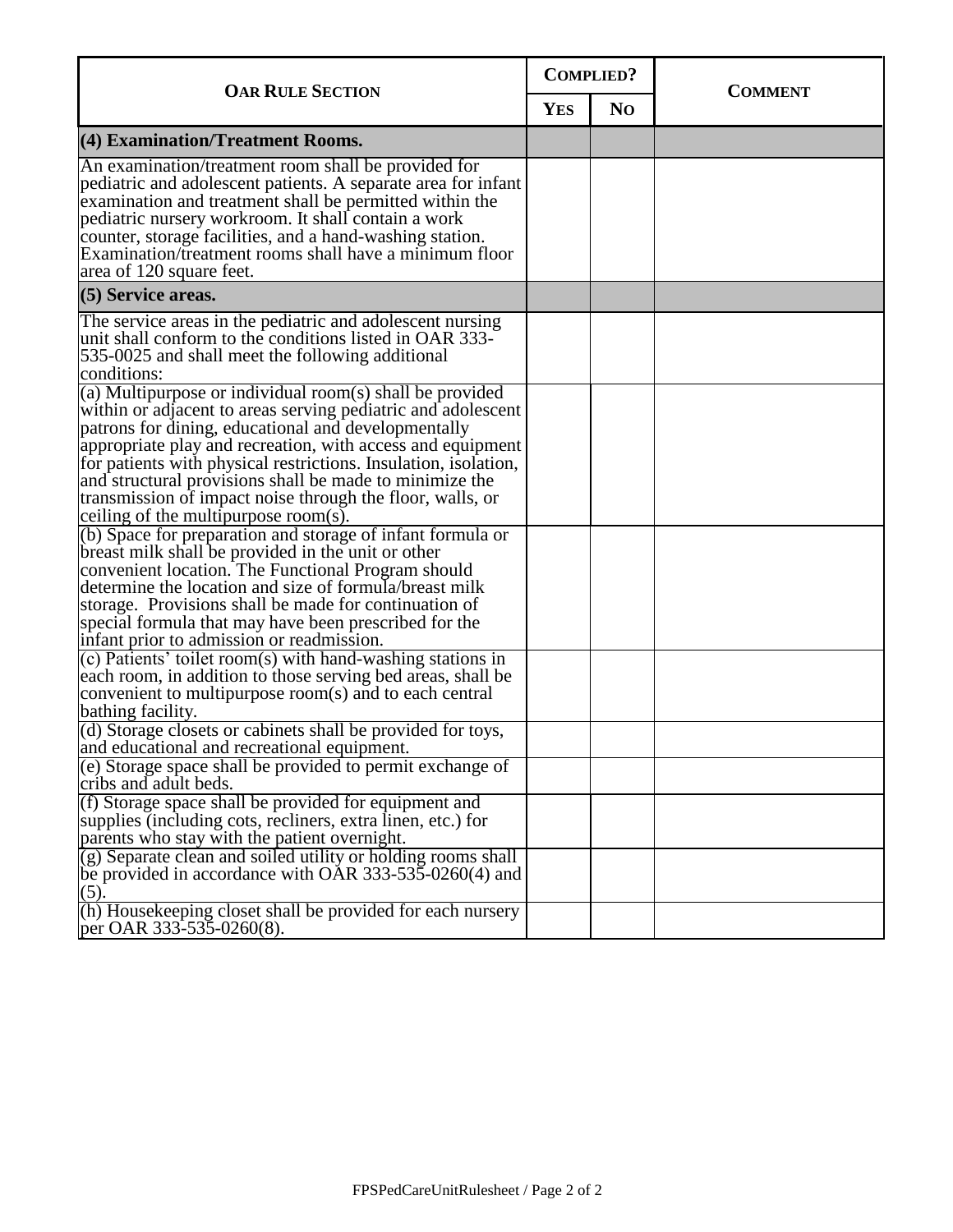| OAR RULE SECTION | COMPLIED? | | COMMENT |
|---|---|---|---|
| | YES | NO | |
| **(4) Examination/Treatment Rooms.** | | | |
| An examination/treatment room shall be provided for pediatric and adolescent patients. A separate area for infant examination and treatment shall be permitted within the pediatric nursery workroom. It shall contain a work counter, storage facilities, and a hand-washing station. Examination/treatment rooms shall have a minimum floor area of 120 square feet. | | | |
| **(5) Service areas.** | | | |
| The service areas in the pediatric and adolescent nursing unit shall conform to the conditions listed in OAR 333-535-0025 and shall meet the following additional conditions: | | | |
| (a) Multipurpose or individual room(s) shall be provided within or adjacent to areas serving pediatric and adolescent patrons for dining, educational and developmentally appropriate play and recreation, with access and equipment for patients with physical restrictions. Insulation, isolation, and structural provisions shall be made to minimize the transmission of impact noise through the floor, walls, or ceiling of the multipurpose room(s). | | | |
| (b) Space for preparation and storage of infant formula or breast milk shall be provided in the unit or other convenient location. The Functional Program should determine the location and size of formula/breast milk storage. Provisions shall be made for continuation of special formula that may have been prescribed for the infant prior to admission or readmission. | | | |
| (c) Patients' toilet room(s) with hand-washing stations in each room, in addition to those serving bed areas, shall be convenient to multipurpose room(s) and to each central bathing facility. | | | |
| (d) Storage closets or cabinets shall be provided for toys, and educational and recreational equipment. | | | |
| (e) Storage space shall be provided to permit exchange of cribs and adult beds. | | | |
| (f) Storage space shall be provided for equipment and supplies (including cots, recliners, extra linen, etc.) for parents who stay with the patient overnight. | | | |
| (g) Separate clean and soiled utility or holding rooms shall be provided in accordance with OAR 333-535-0260(4) and (5). | | | |
| (h) Housekeeping closet shall be provided for each nursery per OAR 333-535-0260(8). | | | |